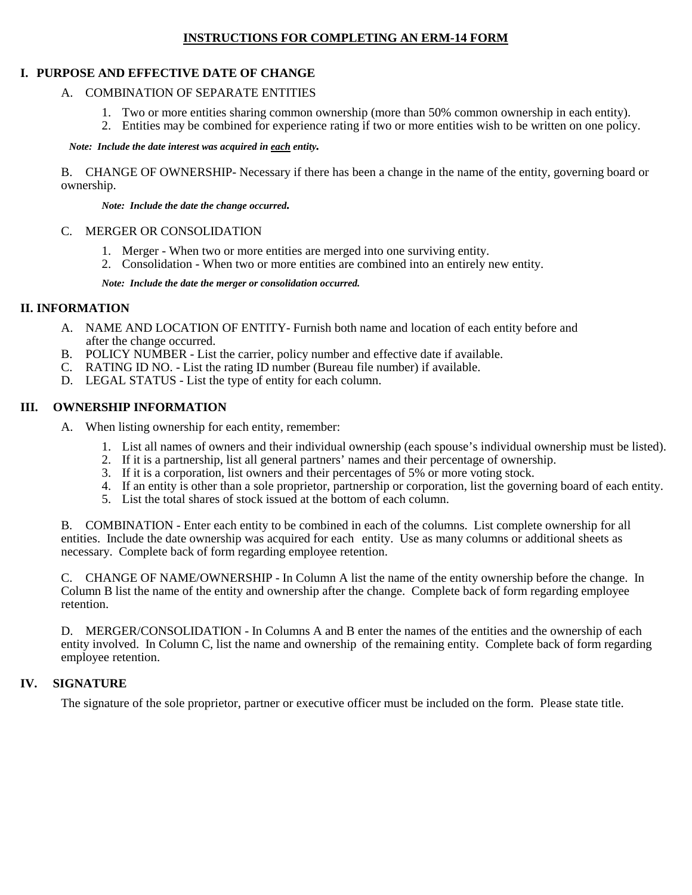# INSTRUCTIONS FOR COMPLETING AN ERM-14 FORM

## I. PURPOSE AND EFFECTIVE DATE OF CHANGE

A. COMBINATION OF SEPARATE ENTITIES

1. Two or more entities sharing common ownership (more than 50% common ownership in each entity).
2. Entities may be combined for experience rating if two or more entities wish to be written on one policy.

***Note: Include the date interest was acquired in each entity.***

B. CHANGE OF OWNERSHIP- Necessary if there has been a change in the name of the entity, governing board or ownership.

***Note: Include the date the change occurred.***

C. MERGER OR CONSOLIDATION

1. Merger - When two or more entities are merged into one surviving entity.
2. Consolidation - When two or more entities are combined into an entirely new entity.

***Note: Include the date the merger or consolidation occurred.***

## II. INFORMATION

A. NAME AND LOCATION OF ENTITY- Furnish both name and location of each entity before and after the change occurred.
B. POLICY NUMBER - List the carrier, policy number and effective date if available.
C. RATING ID NO. - List the rating ID number (Bureau file number) if available.
D. LEGAL STATUS - List the type of entity for each column.

## III. OWNERSHIP INFORMATION

A. When listing ownership for each entity, remember:

1. List all names of owners and their individual ownership (each spouse's individual ownership must be listed).
2. If it is a partnership, list all general partners' names and their percentage of ownership.
3. If it is a corporation, list owners and their percentages of 5% or more voting stock.
4. If an entity is other than a sole proprietor, partnership or corporation, list the governing board of each entity.
5. List the total shares of stock issued at the bottom of each column.

B. COMBINATION - Enter each entity to be combined in each of the columns. List complete ownership for all entities. Include the date ownership was acquired for each entity. Use as many columns or additional sheets as necessary. Complete back of form regarding employee retention.

C. CHANGE OF NAME/OWNERSHIP - In Column A list the name of the entity ownership before the change. In Column B list the name of the entity and ownership after the change. Complete back of form regarding employee retention.

D. MERGER/CONSOLIDATION - In Columns A and B enter the names of the entities and the ownership of each entity involved. In Column C, list the name and ownership of the remaining entity. Complete back of form regarding employee retention.

## IV. SIGNATURE

The signature of the sole proprietor, partner or executive officer must be included on the form. Please state title.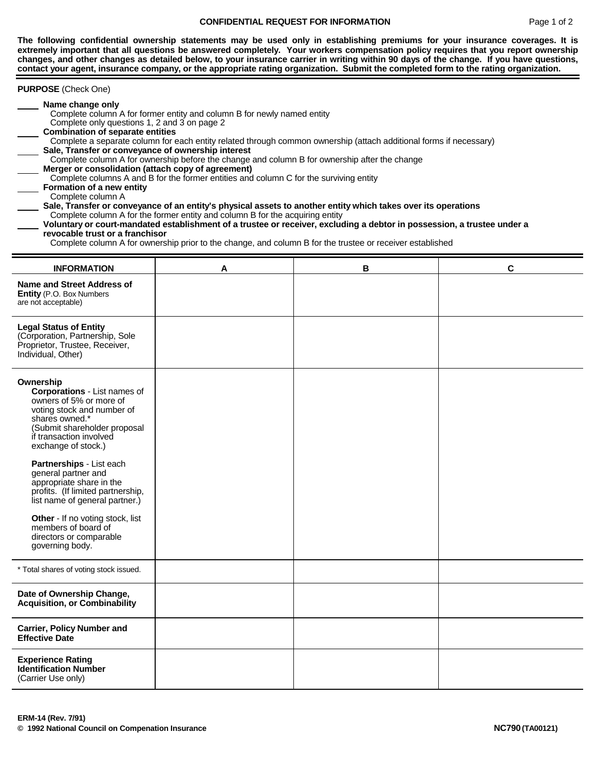## CONFIDENTIAL REQUEST FOR INFORMATION

**The following confidential ownership statements may be used only in establishing premiums for your insurance coverages. It is extremely important that all questions be answered completely. Your workers compensation policy requires that you report ownership changes, and other changes as detailed below, to your insurance carrier in writing within 90 days of the change. If you have questions, contact your agent, insurance company, or the appropriate rating organization. Submit the completed form to the rating organization.**

**PURPOSE** (Check One)

\_\_\_\_ **Name change only**
Complete column A for former entity and column B for newly named entity
Complete only questions 1, 2 and 3 on page 2

\_\_\_\_ **Combination of separate entities**
Complete a separate column for each entity related through common ownership (attach additional forms if necessary)

\_\_\_\_ **Sale, Transfer or conveyance of ownership interest**
Complete column A for ownership before the change and column B for ownership after the change

\_\_\_\_ **Merger or consolidation (attach copy of agreement)**
Complete columns A and B for the former entities and column C for the surviving entity

\_\_\_\_ **Formation of a new entity**
Complete column A

\_\_\_\_ **Sale, Transfer or conveyance of an entity's physical assets to another entity which takes over its operations**
Complete column A for the former entity and column B for the acquiring entity

\_\_\_\_ **Voluntary or court-mandated establishment of a trustee or receiver, excluding a debtor in possession, a trustee under a revocable trust or a franchisor**
Complete column A for ownership prior to the change, and column B for the trustee or receiver established

| INFORMATION | A | B | C |
|---|---|---|---|
| **Name and Street Address of Entity** (P.O. Box Numbers are not acceptable) | | | |
| **Legal Status of Entity** (Corporation, Partnership, Sole Proprietor, Trustee, Receiver, Individual, Other) | | | |
| **Ownership**<br>**Corporations** - List names of owners of 5% or more of voting stock and number of shares owned.* (Submit shareholder proposal if transaction involved exchange of stock.)<br><br>**Partnerships** - List each general partner and appropriate share in the profits. (If limited partnership, list name of general partner.)<br><br>**Other** - If no voting stock, list members of board of directors or comparable governing body. | | | |
| * Total shares of voting stock issued. | | | |
| **Date of Ownership Change, Acquisition, or Combinability** | | | |
| **Carrier, Policy Number and Effective Date** | | | |
| **Experience Rating Identification Number** (Carrier Use only) | | | |

**ERM-14 (Rev. 7/91)**
**© 1992 National Council on Compenation Insurance** **NC790 (TA00121)**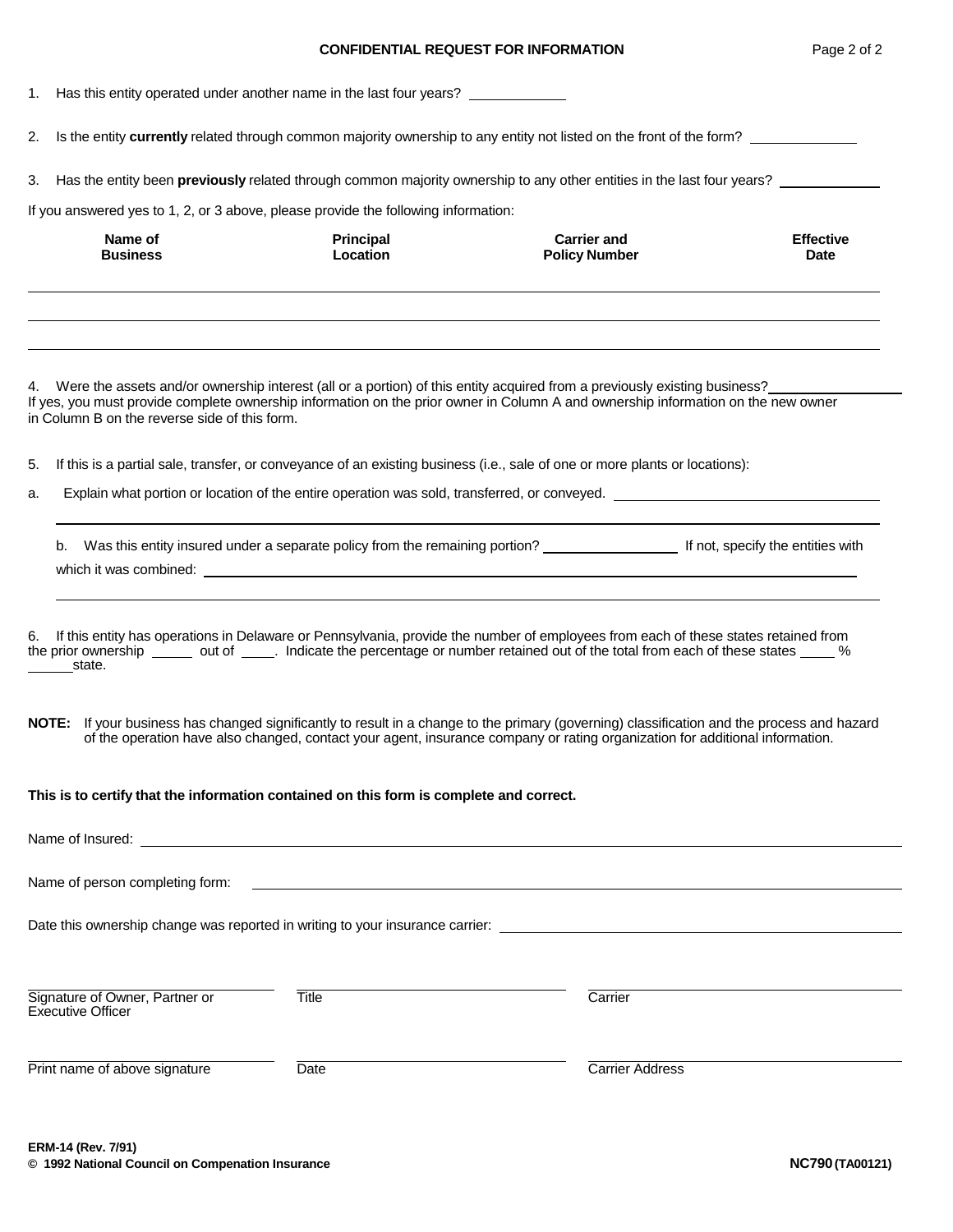# CONFIDENTIAL REQUEST FOR INFORMATION

1. Has this entity operated under another name in the last four years? ____________

2. Is the entity **currently** related through common majority ownership to any entity not listed on the front of the form? ____________

3. Has the entity been **previously** related through common majority ownership to any other entities in the last four years? ____________

If you answered yes to 1, 2, or 3 above, please provide the following information:

| Name of Business | Principal Location | Carrier and Policy Number | Effective Date |
|---|---|---|---|
| | | | |
| | | | |
| | | | |

4. Were the assets and/or ownership interest (all or a portion) of this entity acquired from a previously existing business? ____________
If yes, you must provide complete ownership information on the prior owner in Column A and ownership information on the new owner in Column B on the reverse side of this form.

5. If this is a partial sale, transfer, or conveyance of an existing business (i.e., sale of one or more plants or locations):

a. Explain what portion or location of the entire operation was sold, transferred, or conveyed. ____________

b. Was this entity insured under a separate policy from the remaining portion? ____________ If not, specify the entities with which it was combined: ____________

6. If this entity has operations in Delaware or Pennsylvania, provide the number of employees from each of these states retained from the prior ownership _____ out of _____. Indicate the percentage or number retained out of the total from each of these states _____ % _____ state.

**NOTE:** If your business has changed significantly to result in a change to the primary (governing) classification and the process and hazard of the operation have also changed, contact your agent, insurance company or rating organization for additional information.

**This is to certify that the information contained on this form is complete and correct.**

Name of Insured: ____________

Name of person completing form: ____________

Date this ownership change was reported in writing to your insurance carrier: ____________

| | | |
|---|---|---|
| Signature of Owner, Partner or Executive Officer | Title | Carrier |
| Print name of above signature | Date | Carrier Address |

**ERM-14 (Rev. 7/91)**
**© 1992 National Council on Compenation Insurance**

**NC790 (TA00121)**